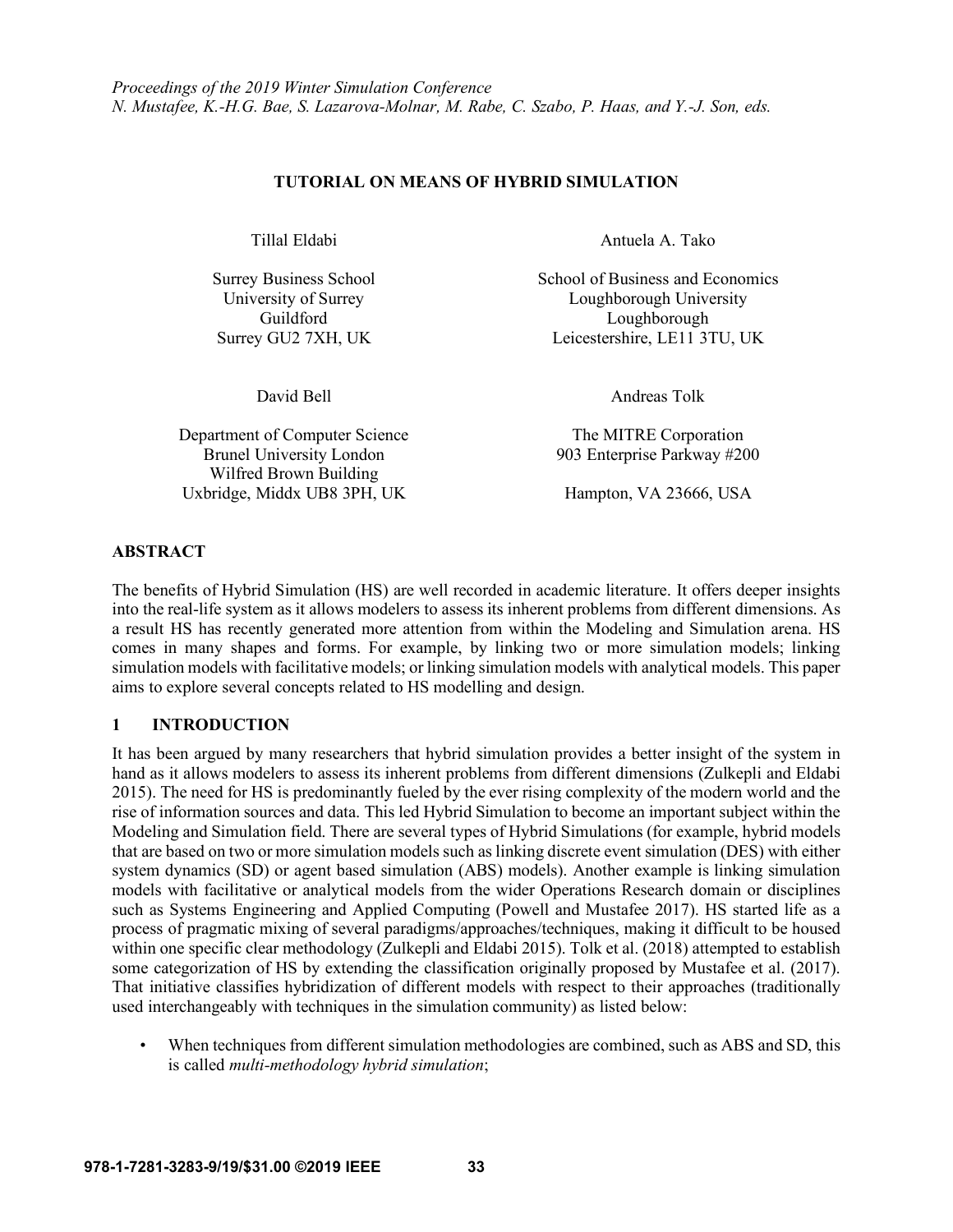*Proceedings of the 2019 Winter Simulation Conference*
*N. Mustafee, K.-H.G. Bae, S. Lazarova-Molnar, M. Rabe, C. Szabo, P. Haas, and Y.-J. Son, eds.*

# TUTORIAL ON MEANS OF HYBRID SIMULATION

Tillal Eldabi

Surrey Business School
University of Surrey
Guildford
Surrey GU2 7XH, UK

Antuela A. Tako

School of Business and Economics
Loughborough University
Loughborough
Leicestershire, LE11 3TU, UK

David Bell

Department of Computer Science
Brunel University London
Wilfred Brown Building
Uxbridge, Middx UB8 3PH, UK

Andreas Tolk

The MITRE Corporation
903 Enterprise Parkway #200

Hampton, VA 23666, USA

## ABSTRACT

The benefits of Hybrid Simulation (HS) are well recorded in academic literature. It offers deeper insights into the real-life system as it allows modelers to assess its inherent problems from different dimensions. As a result HS has recently generated more attention from within the Modeling and Simulation arena. HS comes in many shapes and forms. For example, by linking two or more simulation models; linking simulation models with facilitative models; or linking simulation models with analytical models. This paper aims to explore several concepts related to HS modelling and design.

## 1 INTRODUCTION

It has been argued by many researchers that hybrid simulation provides a better insight of the system in hand as it allows modelers to assess its inherent problems from different dimensions (Zulkepli and Eldabi 2015). The need for HS is predominantly fueled by the ever rising complexity of the modern world and the rise of information sources and data. This led Hybrid Simulation to become an important subject within the Modeling and Simulation field. There are several types of Hybrid Simulations (for example, hybrid models that are based on two or more simulation models such as linking discrete event simulation (DES) with either system dynamics (SD) or agent based simulation (ABS) models). Another example is linking simulation models with facilitative or analytical models from the wider Operations Research domain or disciplines such as Systems Engineering and Applied Computing (Powell and Mustafee 2017). HS started life as a process of pragmatic mixing of several paradigms/approaches/techniques, making it difficult to be housed within one specific clear methodology (Zulkepli and Eldabi 2015). Tolk et al. (2018) attempted to establish some categorization of HS by extending the classification originally proposed by Mustafee et al. (2017). That initiative classifies hybridization of different models with respect to their approaches (traditionally used interchangeably with techniques in the simulation community) as listed below:

- When techniques from different simulation methodologies are combined, such as ABS and SD, this is called *multi-methodology hybrid simulation*;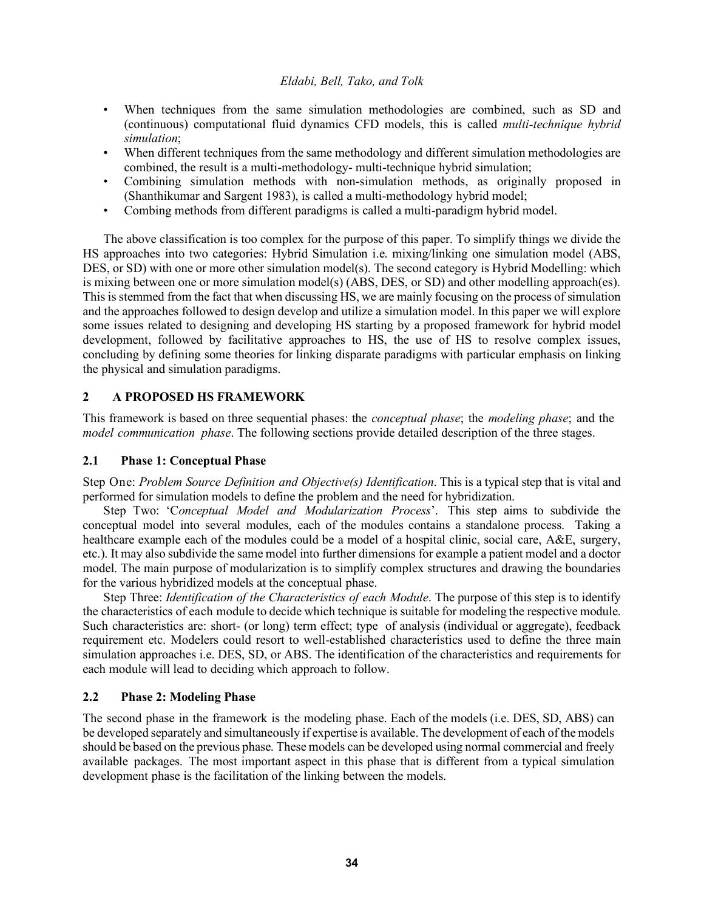- When techniques from the same simulation methodologies are combined, such as SD and (continuous) computational fluid dynamics CFD models, this is called *multi-technique hybrid simulation*;
- When different techniques from the same methodology and different simulation methodologies are combined, the result is a multi-methodology- multi-technique hybrid simulation;
- Combining simulation methods with non-simulation methods, as originally proposed in (Shanthikumar and Sargent 1983), is called a multi-methodology hybrid model;
- Combing methods from different paradigms is called a multi-paradigm hybrid model.

The above classification is too complex for the purpose of this paper. To simplify things we divide the HS approaches into two categories: Hybrid Simulation i.e. mixing/linking one simulation model (ABS, DES, or SD) with one or more other simulation model(s). The second category is Hybrid Modelling: which is mixing between one or more simulation model(s) (ABS, DES, or SD) and other modelling approach(es). This is stemmed from the fact that when discussing HS, we are mainly focusing on the process of simulation and the approaches followed to design develop and utilize a simulation model. In this paper we will explore some issues related to designing and developing HS starting by a proposed framework for hybrid model development, followed by facilitative approaches to HS, the use of HS to resolve complex issues, concluding by defining some theories for linking disparate paradigms with particular emphasis on linking the physical and simulation paradigms.

## 2 A PROPOSED HS FRAMEWORK

This framework is based on three sequential phases: the *conceptual phase*; the *modeling phase*; and the *model communication phase*. The following sections provide detailed description of the three stages.

### 2.1 Phase 1: Conceptual Phase

Step One: *Problem Source Definition and Objective(s) Identification*. This is a typical step that is vital and performed for simulation models to define the problem and the need for hybridization.

Step Two: '*Conceptual Model and Modularization Process*'. This step aims to subdivide the conceptual model into several modules, each of the modules contains a standalone process. Taking a healthcare example each of the modules could be a model of a hospital clinic, social care, A&E, surgery, etc.). It may also subdivide the same model into further dimensions for example a patient model and a doctor model. The main purpose of modularization is to simplify complex structures and drawing the boundaries for the various hybridized models at the conceptual phase.

Step Three: *Identification of the Characteristics of each Module*. The purpose of this step is to identify the characteristics of each module to decide which technique is suitable for modeling the respective module. Such characteristics are: short- (or long) term effect; type of analysis (individual or aggregate), feedback requirement etc. Modelers could resort to well-established characteristics used to define the three main simulation approaches i.e. DES, SD, or ABS. The identification of the characteristics and requirements for each module will lead to deciding which approach to follow.

### 2.2 Phase 2: Modeling Phase

The second phase in the framework is the modeling phase. Each of the models (i.e. DES, SD, ABS) can be developed separately and simultaneously if expertise is available. The development of each of the models should be based on the previous phase. These models can be developed using normal commercial and freely available packages. The most important aspect in this phase that is different from a typical simulation development phase is the facilitation of the linking between the models.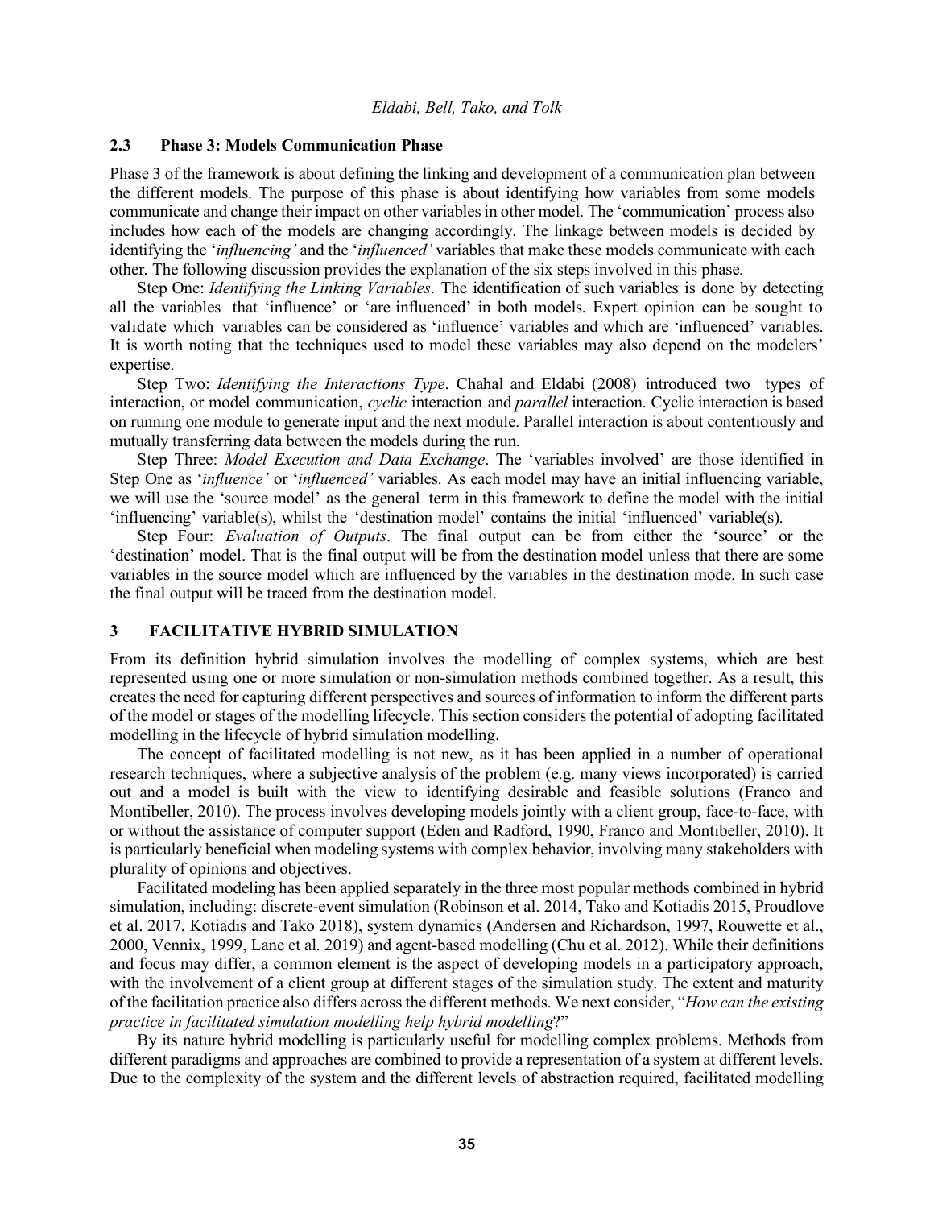### 2.3 Phase 3: Models Communication Phase

Phase 3 of the framework is about defining the linking and development of a communication plan between the different models. The purpose of this phase is about identifying how variables from some models communicate and change their impact on other variables in other model. The 'communication' process also includes how each of the models are changing accordingly. The linkage between models is decided by identifying the '*influencing'* and the '*influenced'* variables that make these models communicate with each other. The following discussion provides the explanation of the six steps involved in this phase.

Step One: *Identifying the Linking Variables*. The identification of such variables is done by detecting all the variables that 'influence' or 'are influenced' in both models. Expert opinion can be sought to validate which variables can be considered as 'influence' variables and which are 'influenced' variables. It is worth noting that the techniques used to model these variables may also depend on the modelers' expertise.

Step Two: *Identifying the Interactions Type*. Chahal and Eldabi (2008) introduced two types of interaction, or model communication, *cyclic* interaction and *parallel* interaction. Cyclic interaction is based on running one module to generate input and the next module. Parallel interaction is about contentiously and mutually transferring data between the models during the run.

Step Three: *Model Execution and Data Exchange*. The 'variables involved' are those identified in Step One as '*influence'* or '*influenced'* variables. As each model may have an initial influencing variable, we will use the 'source model' as the general term in this framework to define the model with the initial 'influencing' variable(s), whilst the 'destination model' contains the initial 'influenced' variable(s).

Step Four: *Evaluation of Outputs*. The final output can be from either the 'source' or the 'destination' model. That is the final output will be from the destination model unless that there are some variables in the source model which are influenced by the variables in the destination mode. In such case the final output will be traced from the destination model.

## 3 FACILITATIVE HYBRID SIMULATION

From its definition hybrid simulation involves the modelling of complex systems, which are best represented using one or more simulation or non-simulation methods combined together. As a result, this creates the need for capturing different perspectives and sources of information to inform the different parts of the model or stages of the modelling lifecycle. This section considers the potential of adopting facilitated modelling in the lifecycle of hybrid simulation modelling.

The concept of facilitated modelling is not new, as it has been applied in a number of operational research techniques, where a subjective analysis of the problem (e.g. many views incorporated) is carried out and a model is built with the view to identifying desirable and feasible solutions (Franco and Montibeller, 2010). The process involves developing models jointly with a client group, face-to-face, with or without the assistance of computer support (Eden and Radford, 1990, Franco and Montibeller, 2010). It is particularly beneficial when modeling systems with complex behavior, involving many stakeholders with plurality of opinions and objectives.

Facilitated modeling has been applied separately in the three most popular methods combined in hybrid simulation, including: discrete-event simulation (Robinson et al. 2014, Tako and Kotiadis 2015, Proudlove et al. 2017, Kotiadis and Tako 2018), system dynamics (Andersen and Richardson, 1997, Rouwette et al., 2000, Vennix, 1999, Lane et al. 2019) and agent-based modelling (Chu et al. 2012). While their definitions and focus may differ, a common element is the aspect of developing models in a participatory approach, with the involvement of a client group at different stages of the simulation study. The extent and maturity of the facilitation practice also differs across the different methods. We next consider, "*How can the existing practice in facilitated simulation modelling help hybrid modelling*?"

By its nature hybrid modelling is particularly useful for modelling complex problems. Methods from different paradigms and approaches are combined to provide a representation of a system at different levels. Due to the complexity of the system and the different levels of abstraction required, facilitated modelling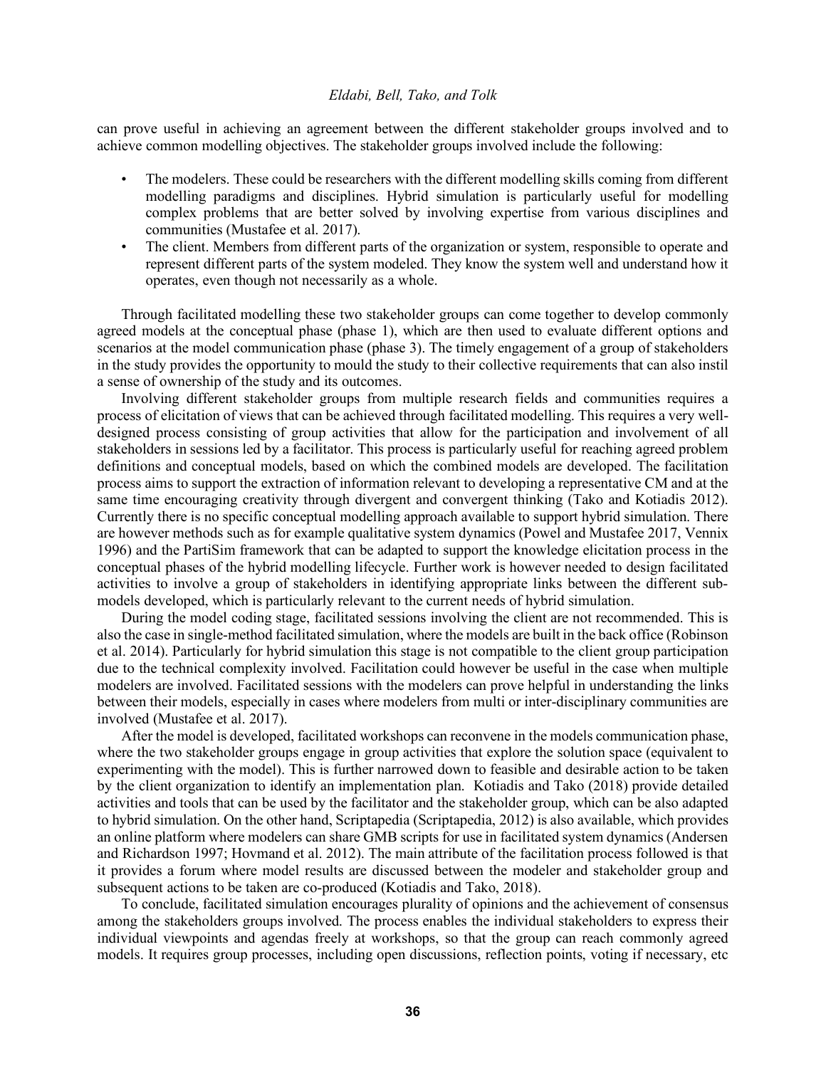can prove useful in achieving an agreement between the different stakeholder groups involved and to achieve common modelling objectives. The stakeholder groups involved include the following:

- The modelers. These could be researchers with the different modelling skills coming from different modelling paradigms and disciplines. Hybrid simulation is particularly useful for modelling complex problems that are better solved by involving expertise from various disciplines and communities (Mustafee et al. 2017).
- The client. Members from different parts of the organization or system, responsible to operate and represent different parts of the system modeled. They know the system well and understand how it operates, even though not necessarily as a whole.

Through facilitated modelling these two stakeholder groups can come together to develop commonly agreed models at the conceptual phase (phase 1), which are then used to evaluate different options and scenarios at the model communication phase (phase 3). The timely engagement of a group of stakeholders in the study provides the opportunity to mould the study to their collective requirements that can also instil a sense of ownership of the study and its outcomes.

Involving different stakeholder groups from multiple research fields and communities requires a process of elicitation of views that can be achieved through facilitated modelling. This requires a very well-designed process consisting of group activities that allow for the participation and involvement of all stakeholders in sessions led by a facilitator. This process is particularly useful for reaching agreed problem definitions and conceptual models, based on which the combined models are developed. The facilitation process aims to support the extraction of information relevant to developing a representative CM and at the same time encouraging creativity through divergent and convergent thinking (Tako and Kotiadis 2012). Currently there is no specific conceptual modelling approach available to support hybrid simulation. There are however methods such as for example qualitative system dynamics (Powel and Mustafee 2017, Vennix 1996) and the PartiSim framework that can be adapted to support the knowledge elicitation process in the conceptual phases of the hybrid modelling lifecycle. Further work is however needed to design facilitated activities to involve a group of stakeholders in identifying appropriate links between the different sub-models developed, which is particularly relevant to the current needs of hybrid simulation.

During the model coding stage, facilitated sessions involving the client are not recommended. This is also the case in single-method facilitated simulation, where the models are built in the back office (Robinson et al. 2014). Particularly for hybrid simulation this stage is not compatible to the client group participation due to the technical complexity involved. Facilitation could however be useful in the case when multiple modelers are involved. Facilitated sessions with the modelers can prove helpful in understanding the links between their models, especially in cases where modelers from multi or inter-disciplinary communities are involved (Mustafee et al. 2017).

After the model is developed, facilitated workshops can reconvene in the models communication phase, where the two stakeholder groups engage in group activities that explore the solution space (equivalent to experimenting with the model). This is further narrowed down to feasible and desirable action to be taken by the client organization to identify an implementation plan. Kotiadis and Tako (2018) provide detailed activities and tools that can be used by the facilitator and the stakeholder group, which can be also adapted to hybrid simulation. On the other hand, Scriptapedia (Scriptapedia, 2012) is also available, which provides an online platform where modelers can share GMB scripts for use in facilitated system dynamics (Andersen and Richardson 1997; Hovmand et al. 2012). The main attribute of the facilitation process followed is that it provides a forum where model results are discussed between the modeler and stakeholder group and subsequent actions to be taken are co-produced (Kotiadis and Tako, 2018).

To conclude, facilitated simulation encourages plurality of opinions and the achievement of consensus among the stakeholders groups involved. The process enables the individual stakeholders to express their individual viewpoints and agendas freely at workshops, so that the group can reach commonly agreed models. It requires group processes, including open discussions, reflection points, voting if necessary, etc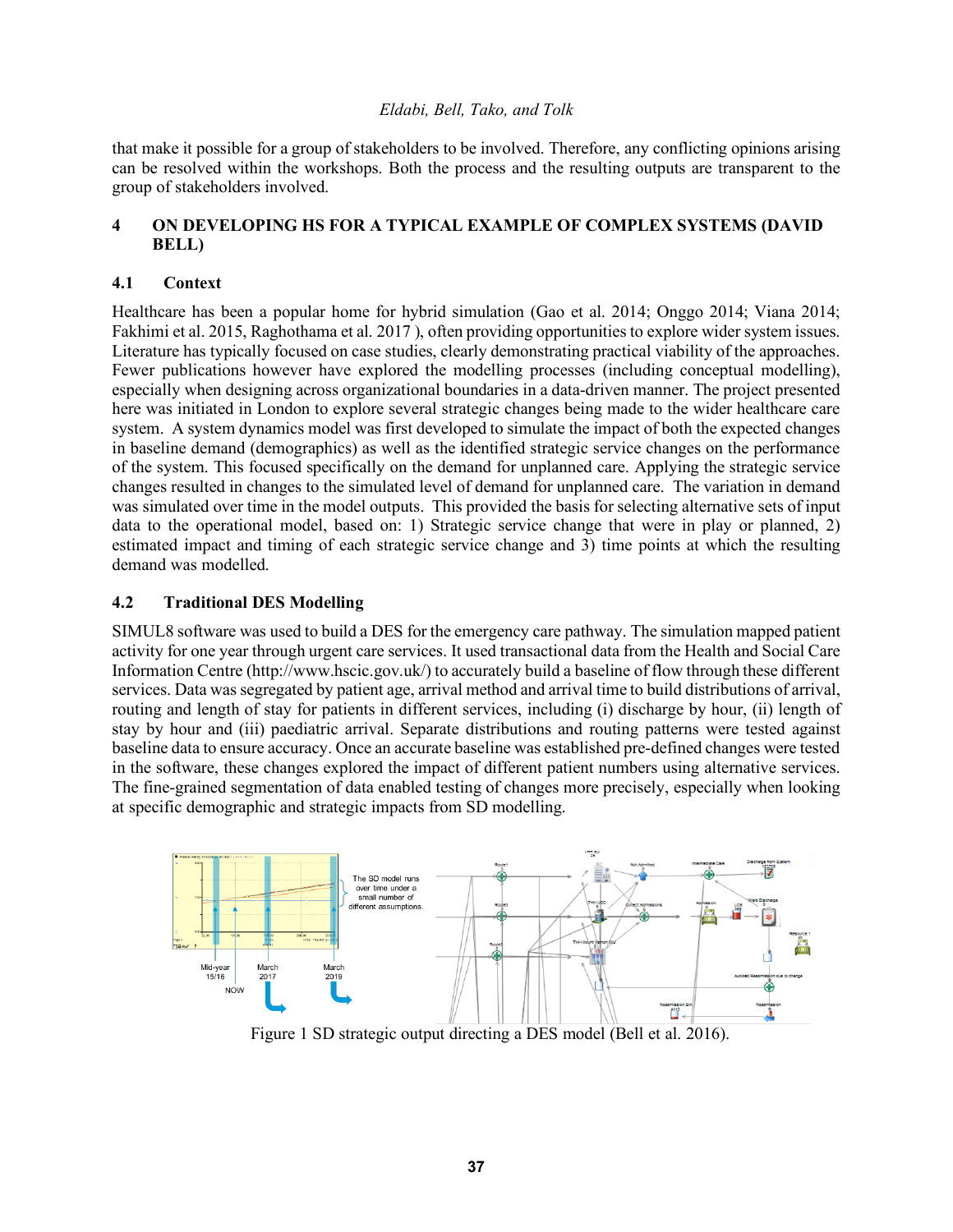that make it possible for a group of stakeholders to be involved. Therefore, any conflicting opinions arising can be resolved within the workshops. Both the process and the resulting outputs are transparent to the group of stakeholders involved.

## 4 ON DEVELOPING HS FOR A TYPICAL EXAMPLE OF COMPLEX SYSTEMS (DAVID BELL)

### 4.1 Context

Healthcare has been a popular home for hybrid simulation (Gao et al. 2014; Onggo 2014; Viana 2014; Fakhimi et al. 2015, Raghothama et al. 2017 ), often providing opportunities to explore wider system issues. Literature has typically focused on case studies, clearly demonstrating practical viability of the approaches. Fewer publications however have explored the modelling processes (including conceptual modelling), especially when designing across organizational boundaries in a data-driven manner. The project presented here was initiated in London to explore several strategic changes being made to the wider healthcare care system. A system dynamics model was first developed to simulate the impact of both the expected changes in baseline demand (demographics) as well as the identified strategic service changes on the performance of the system. This focused specifically on the demand for unplanned care. Applying the strategic service changes resulted in changes to the simulated level of demand for unplanned care. The variation in demand was simulated over time in the model outputs. This provided the basis for selecting alternative sets of input data to the operational model, based on: 1) Strategic service change that were in play or planned, 2) estimated impact and timing of each strategic service change and 3) time points at which the resulting demand was modelled.

### 4.2 Traditional DES Modelling

SIMUL8 software was used to build a DES for the emergency care pathway. The simulation mapped patient activity for one year through urgent care services. It used transactional data from the Health and Social Care Information Centre (http://www.hscic.gov.uk/) to accurately build a baseline of flow through these different services. Data was segregated by patient age, arrival method and arrival time to build distributions of arrival, routing and length of stay for patients in different services, including (i) discharge by hour, (ii) length of stay by hour and (iii) paediatric arrival. Separate distributions and routing patterns were tested against baseline data to ensure accuracy. Once an accurate baseline was established pre-defined changes were tested in the software, these changes explored the impact of different patient numbers using alternative services. The fine-grained segmentation of data enabled testing of changes more precisely, especially when looking at specific demographic and strategic impacts from SD modelling.

Figure 1 SD strategic output directing a DES model (Bell et al. 2016).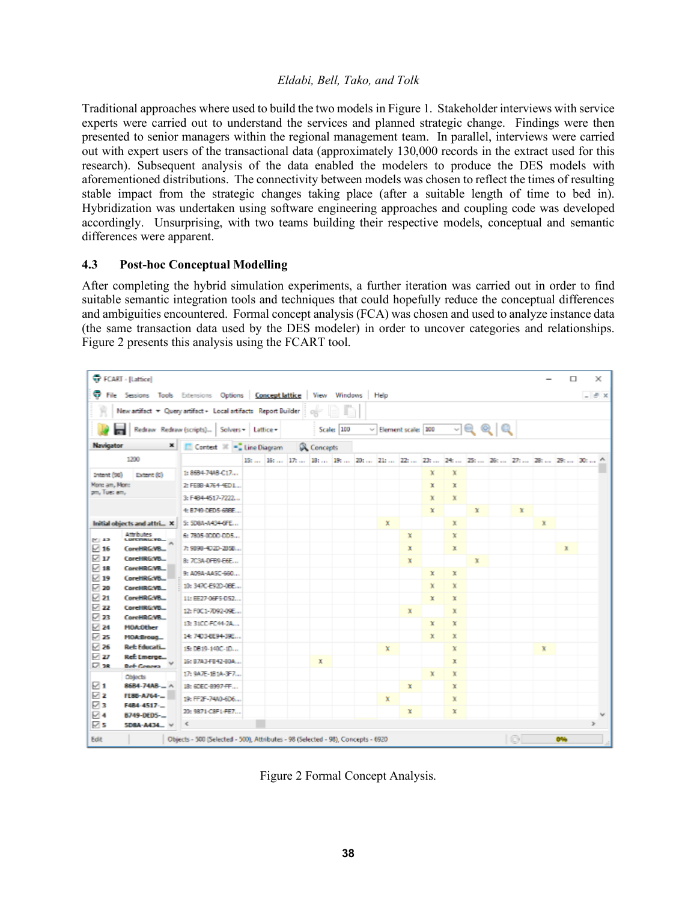Traditional approaches where used to build the two models in Figure 1. Stakeholder interviews with service experts were carried out to understand the services and planned strategic change. Findings were then presented to senior managers within the regional management team. In parallel, interviews were carried out with expert users of the transactional data (approximately 130,000 records in the extract used for this research). Subsequent analysis of the data enabled the modelers to produce the DES models with aforementioned distributions. The connectivity between models was chosen to reflect the times of resulting stable impact from the strategic changes taking place (after a suitable length of time to bed in). Hybridization was undertaken using software engineering approaches and coupling code was developed accordingly. Unsurprising, with two teams building their respective models, conceptual and semantic differences were apparent.

### 4.3 Post-hoc Conceptual Modelling

After completing the hybrid simulation experiments, a further iteration was carried out in order to find suitable semantic integration tools and techniques that could hopefully reduce the conceptual differences and ambiguities encountered. Formal concept analysis (FCA) was chosen and used to analyze instance data (the same transaction data used by the DES modeler) in order to uncover categories and relationships. Figure 2 presents this analysis using the FCART tool.

Figure 2 Formal Concept Analysis.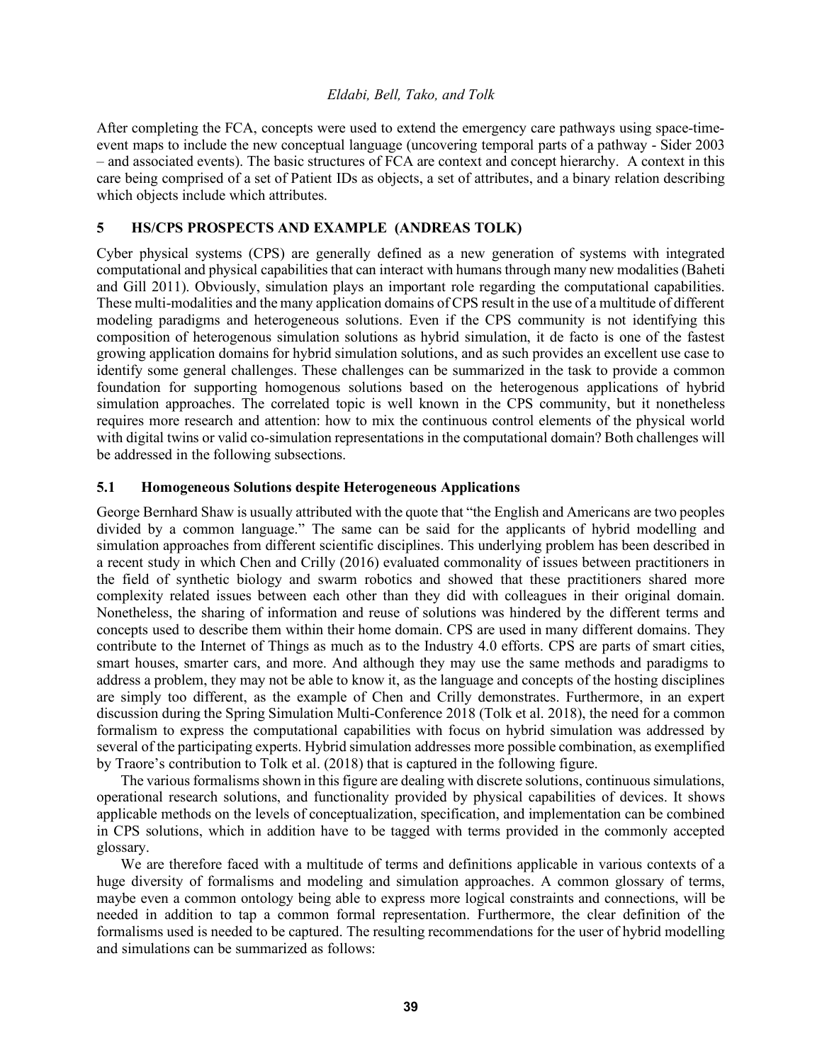After completing the FCA, concepts were used to extend the emergency care pathways using space-time-event maps to include the new conceptual language (uncovering temporal parts of a pathway - Sider 2003 – and associated events). The basic structures of FCA are context and concept hierarchy. A context in this care being comprised of a set of Patient IDs as objects, a set of attributes, and a binary relation describing which objects include which attributes.

## 5 HS/CPS PROSPECTS AND EXAMPLE (ANDREAS TOLK)

Cyber physical systems (CPS) are generally defined as a new generation of systems with integrated computational and physical capabilities that can interact with humans through many new modalities (Baheti and Gill 2011). Obviously, simulation plays an important role regarding the computational capabilities. These multi-modalities and the many application domains of CPS result in the use of a multitude of different modeling paradigms and heterogeneous solutions. Even if the CPS community is not identifying this composition of heterogenous simulation solutions as hybrid simulation, it de facto is one of the fastest growing application domains for hybrid simulation solutions, and as such provides an excellent use case to identify some general challenges. These challenges can be summarized in the task to provide a common foundation for supporting homogenous solutions based on the heterogenous applications of hybrid simulation approaches. The correlated topic is well known in the CPS community, but it nonetheless requires more research and attention: how to mix the continuous control elements of the physical world with digital twins or valid co-simulation representations in the computational domain? Both challenges will be addressed in the following subsections.

### 5.1 Homogeneous Solutions despite Heterogeneous Applications

George Bernhard Shaw is usually attributed with the quote that "the English and Americans are two peoples divided by a common language." The same can be said for the applicants of hybrid modelling and simulation approaches from different scientific disciplines. This underlying problem has been described in a recent study in which Chen and Crilly (2016) evaluated commonality of issues between practitioners in the field of synthetic biology and swarm robotics and showed that these practitioners shared more complexity related issues between each other than they did with colleagues in their original domain. Nonetheless, the sharing of information and reuse of solutions was hindered by the different terms and concepts used to describe them within their home domain. CPS are used in many different domains. They contribute to the Internet of Things as much as to the Industry 4.0 efforts. CPS are parts of smart cities, smart houses, smarter cars, and more. And although they may use the same methods and paradigms to address a problem, they may not be able to know it, as the language and concepts of the hosting disciplines are simply too different, as the example of Chen and Crilly demonstrates. Furthermore, in an expert discussion during the Spring Simulation Multi-Conference 2018 (Tolk et al. 2018), the need for a common formalism to express the computational capabilities with focus on hybrid simulation was addressed by several of the participating experts. Hybrid simulation addresses more possible combination, as exemplified by Traore's contribution to Tolk et al. (2018) that is captured in the following figure.

The various formalisms shown in this figure are dealing with discrete solutions, continuous simulations, operational research solutions, and functionality provided by physical capabilities of devices. It shows applicable methods on the levels of conceptualization, specification, and implementation can be combined in CPS solutions, which in addition have to be tagged with terms provided in the commonly accepted glossary.

We are therefore faced with a multitude of terms and definitions applicable in various contexts of a huge diversity of formalisms and modeling and simulation approaches. A common glossary of terms, maybe even a common ontology being able to express more logical constraints and connections, will be needed in addition to tap a common formal representation. Furthermore, the clear definition of the formalisms used is needed to be captured. The resulting recommendations for the user of hybrid modelling and simulations can be summarized as follows: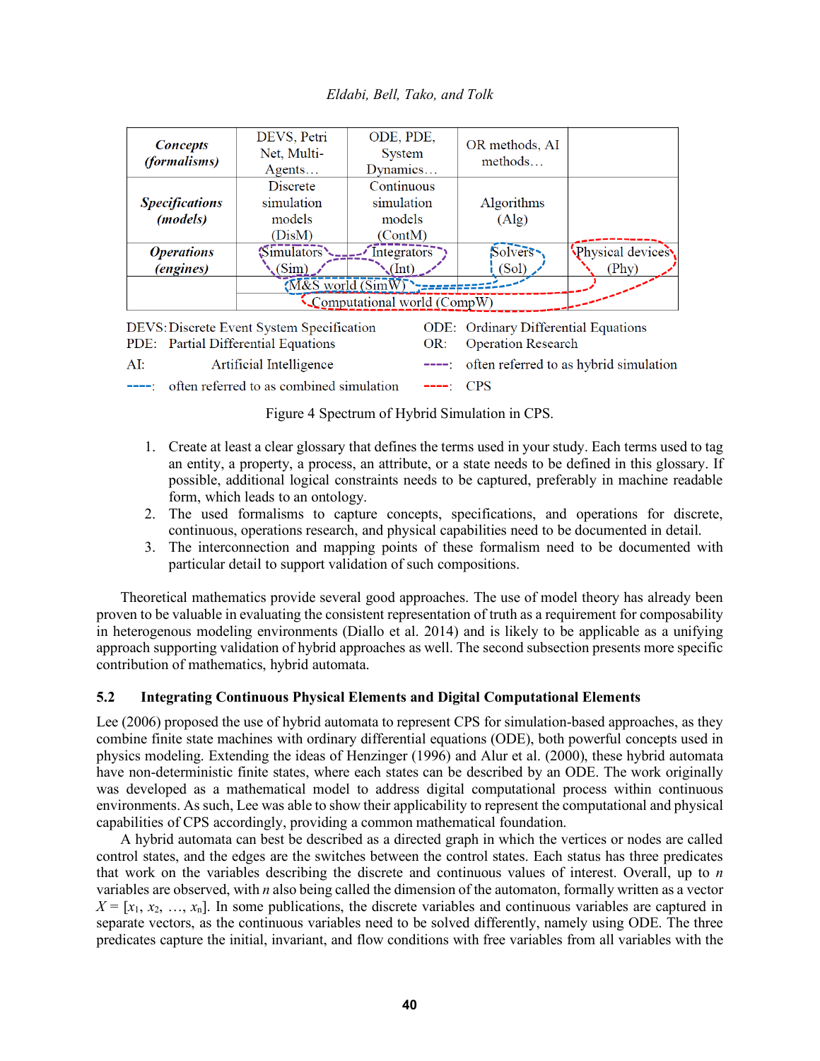| *Concepts (formalisms)* | DEVS, Petri Net, Multi-Agents… | ODE, PDE, System Dynamics… | OR methods, AI methods… | |
|---|---|---|---|---|
| *Specifications (models)* | Discrete simulation models (DisM) | Continuous simulation models (ContM) | Algorithms (Alg) | |
| *Operations (engines)* | Simulators (Sim) | Integrators (Int) | Solvers (Sol) | Physical devices (Phy) |
| | M&S world (SimW) | | | |
| | Computational world (CompW) | | | |

DEVS: Discrete Event System Specification
ODE: Ordinary Differential Equations
PDE: Partial Differential Equations
OR: Operation Research
AI: Artificial Intelligence
----: often referred to as hybrid simulation
----: often referred to as combined simulation
----: CPS

Figure 4 Spectrum of Hybrid Simulation in CPS.

1. Create at least a clear glossary that defines the terms used in your study. Each terms used to tag an entity, a property, a process, an attribute, or a state needs to be defined in this glossary. If possible, additional logical constraints needs to be captured, preferably in machine readable form, which leads to an ontology.
2. The used formalisms to capture concepts, specifications, and operations for discrete, continuous, operations research, and physical capabilities need to be documented in detail.
3. The interconnection and mapping points of these formalism need to be documented with particular detail to support validation of such compositions.

Theoretical mathematics provide several good approaches. The use of model theory has already been proven to be valuable in evaluating the consistent representation of truth as a requirement for composability in heterogenous modeling environments (Diallo et al. 2014) and is likely to be applicable as a unifying approach supporting validation of hybrid approaches as well. The second subsection presents more specific contribution of mathematics, hybrid automata.

### 5.2 Integrating Continuous Physical Elements and Digital Computational Elements

Lee (2006) proposed the use of hybrid automata to represent CPS for simulation-based approaches, as they combine finite state machines with ordinary differential equations (ODE), both powerful concepts used in physics modeling. Extending the ideas of Henzinger (1996) and Alur et al. (2000), these hybrid automata have non-deterministic finite states, where each states can be described by an ODE. The work originally was developed as a mathematical model to address digital computational process within continuous environments. As such, Lee was able to show their applicability to represent the computational and physical capabilities of CPS accordingly, providing a common mathematical foundation.

A hybrid automata can best be described as a directed graph in which the vertices or nodes are called control states, and the edges are the switches between the control states. Each status has three predicates that work on the variables describing the discrete and continuous values of interest. Overall, up to $n$ variables are observed, with $n$ also being called the dimension of the automaton, formally written as a vector $X = [x_1, x_2, \ldots, x_n]$. In some publications, the discrete variables and continuous variables are captured in separate vectors, as the continuous variables need to be solved differently, namely using ODE. The three predicates capture the initial, invariant, and flow conditions with free variables from all variables with the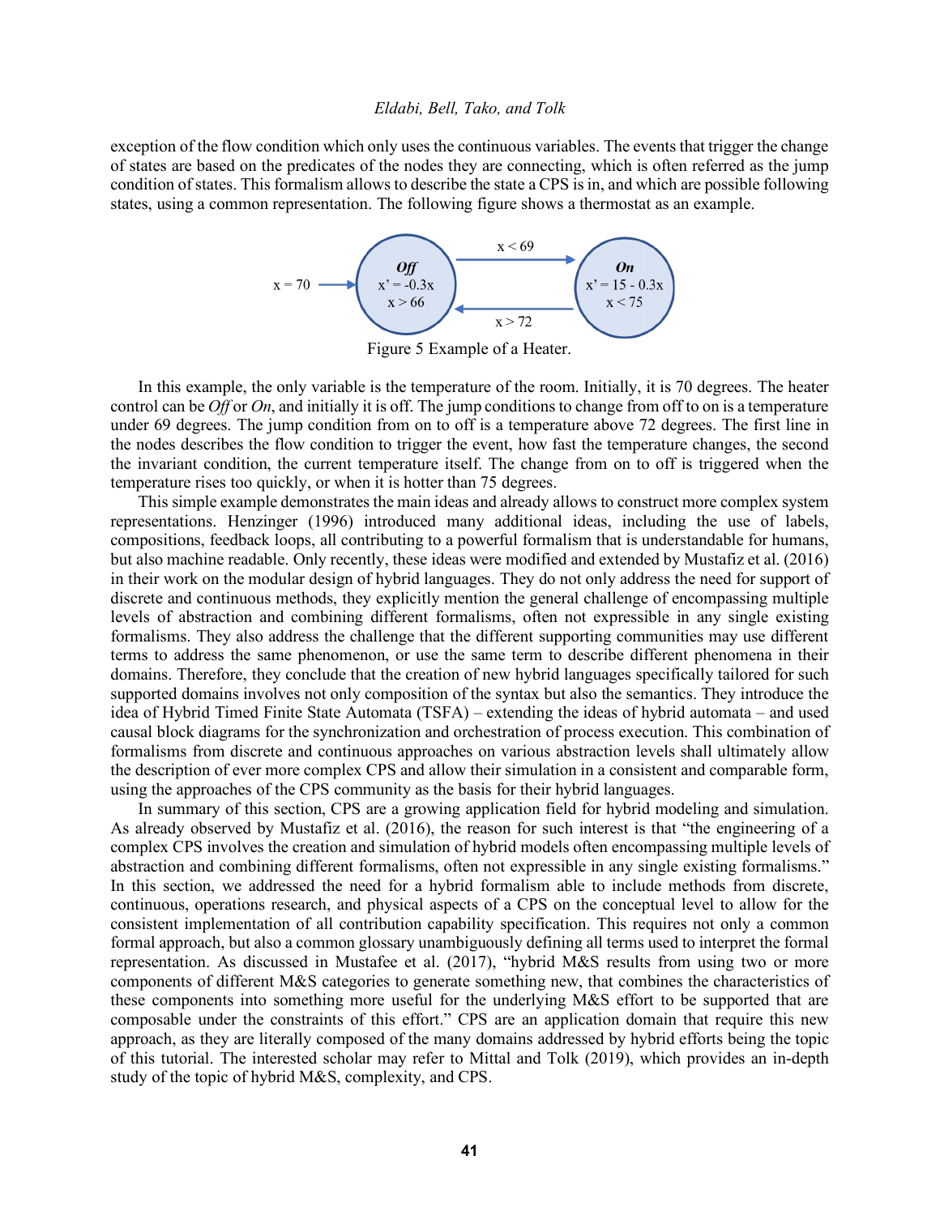exception of the flow condition which only uses the continuous variables. The events that trigger the change of states are based on the predicates of the nodes they are connecting, which is often referred as the jump condition of states. This formalism allows to describe the state a CPS is in, and which are possible following states, using a common representation. The following figure shows a thermostat as an example.

Figure 5 Example of a Heater.

In this example, the only variable is the temperature of the room. Initially, it is 70 degrees. The heater control can be *Off* or *On*, and initially it is off. The jump conditions to change from off to on is a temperature under 69 degrees. The jump condition from on to off is a temperature above 72 degrees. The first line in the nodes describes the flow condition to trigger the event, how fast the temperature changes, the second the invariant condition, the current temperature itself. The change from on to off is triggered when the temperature rises too quickly, or when it is hotter than 75 degrees.

This simple example demonstrates the main ideas and already allows to construct more complex system representations. Henzinger (1996) introduced many additional ideas, including the use of labels, compositions, feedback loops, all contributing to a powerful formalism that is understandable for humans, but also machine readable. Only recently, these ideas were modified and extended by Mustafiz et al. (2016) in their work on the modular design of hybrid languages. They do not only address the need for support of discrete and continuous methods, they explicitly mention the general challenge of encompassing multiple levels of abstraction and combining different formalisms, often not expressible in any single existing formalisms. They also address the challenge that the different supporting communities may use different terms to address the same phenomenon, or use the same term to describe different phenomena in their domains. Therefore, they conclude that the creation of new hybrid languages specifically tailored for such supported domains involves not only composition of the syntax but also the semantics. They introduce the idea of Hybrid Timed Finite State Automata (TSFA) – extending the ideas of hybrid automata – and used causal block diagrams for the synchronization and orchestration of process execution. This combination of formalisms from discrete and continuous approaches on various abstraction levels shall ultimately allow the description of ever more complex CPS and allow their simulation in a consistent and comparable form, using the approaches of the CPS community as the basis for their hybrid languages.

In summary of this section, CPS are a growing application field for hybrid modeling and simulation. As already observed by Mustafiz et al. (2016), the reason for such interest is that "the engineering of a complex CPS involves the creation and simulation of hybrid models often encompassing multiple levels of abstraction and combining different formalisms, often not expressible in any single existing formalisms." In this section, we addressed the need for a hybrid formalism able to include methods from discrete, continuous, operations research, and physical aspects of a CPS on the conceptual level to allow for the consistent implementation of all contribution capability specification. This requires not only a common formal approach, but also a common glossary unambiguously defining all terms used to interpret the formal representation. As discussed in Mustafee et al. (2017), "hybrid M&S results from using two or more components of different M&S categories to generate something new, that combines the characteristics of these components into something more useful for the underlying M&S effort to be supported that are composable under the constraints of this effort." CPS are an application domain that require this new approach, as they are literally composed of the many domains addressed by hybrid efforts being the topic of this tutorial. The interested scholar may refer to Mittal and Tolk (2019), which provides an in-depth study of the topic of hybrid M&S, complexity, and CPS.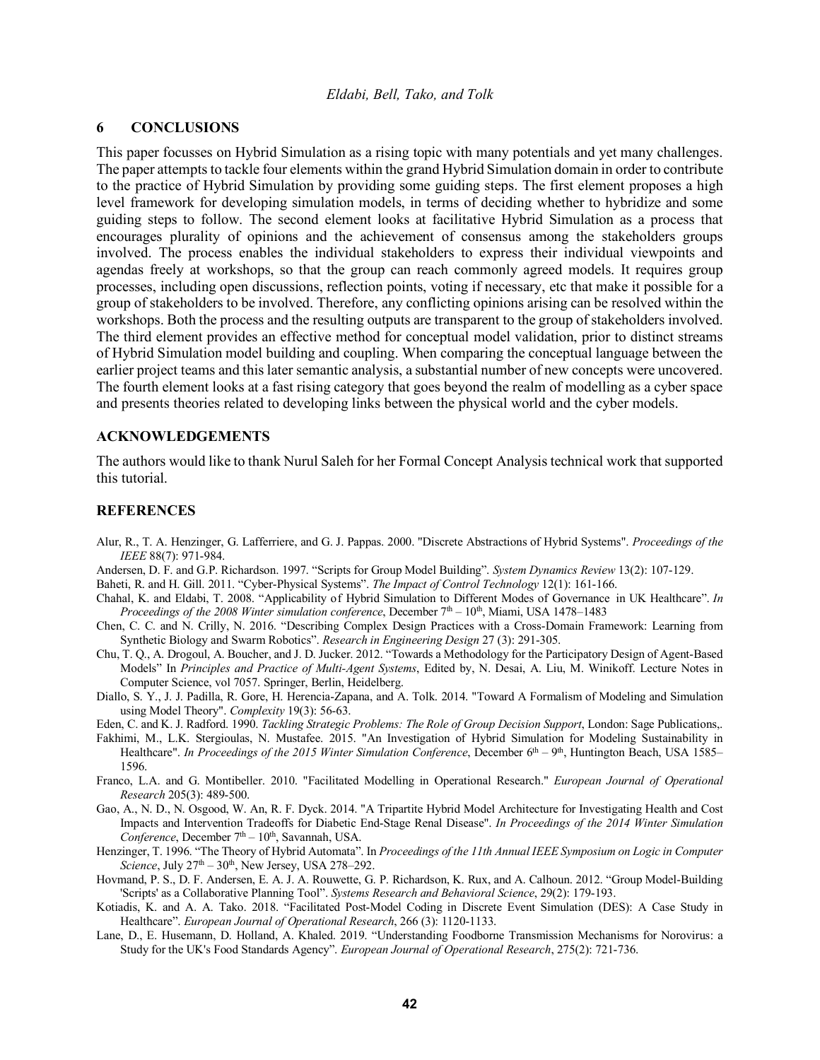## 6 CONCLUSIONS

This paper focusses on Hybrid Simulation as a rising topic with many potentials and yet many challenges. The paper attempts to tackle four elements within the grand Hybrid Simulation domain in order to contribute to the practice of Hybrid Simulation by providing some guiding steps. The first element proposes a high level framework for developing simulation models, in terms of deciding whether to hybridize and some guiding steps to follow. The second element looks at facilitative Hybrid Simulation as a process that encourages plurality of opinions and the achievement of consensus among the stakeholders groups involved. The process enables the individual stakeholders to express their individual viewpoints and agendas freely at workshops, so that the group can reach commonly agreed models. It requires group processes, including open discussions, reflection points, voting if necessary, etc that make it possible for a group of stakeholders to be involved. Therefore, any conflicting opinions arising can be resolved within the workshops. Both the process and the resulting outputs are transparent to the group of stakeholders involved. The third element provides an effective method for conceptual model validation, prior to distinct streams of Hybrid Simulation model building and coupling. When comparing the conceptual language between the earlier project teams and this later semantic analysis, a substantial number of new concepts were uncovered. The fourth element looks at a fast rising category that goes beyond the realm of modelling as a cyber space and presents theories related to developing links between the physical world and the cyber models.

## ACKNOWLEDGEMENTS

The authors would like to thank Nurul Saleh for her Formal Concept Analysis technical work that supported this tutorial.

## REFERENCES

Alur, R., T. A. Henzinger, G. Lafferriere, and G. J. Pappas. 2000. "Discrete Abstractions of Hybrid Systems". *Proceedings of the IEEE* 88(7): 971-984.

Andersen, D. F. and G.P. Richardson. 1997. "Scripts for Group Model Building". *System Dynamics Review* 13(2): 107-129.

Baheti, R. and H. Gill. 2011. "Cyber-Physical Systems". *The Impact of Control Technology* 12(1): 161-166.

Chahal, K. and Eldabi, T. 2008. "Applicability of Hybrid Simulation to Different Modes of Governance in UK Healthcare". *In Proceedings of the 2008 Winter simulation conference*, December 7[th] – 10[th], Miami, USA 1478–1483

Chen, C. C. and N. Crilly, N. 2016. "Describing Complex Design Practices with a Cross-Domain Framework: Learning from Synthetic Biology and Swarm Robotics". *Research in Engineering Design* 27 (3): 291-305.

Chu, T. Q., A. Drogoul, A. Boucher, and J. D. Jucker. 2012. "Towards a Methodology for the Participatory Design of Agent-Based Models" In *Principles and Practice of Multi-Agent Systems*, Edited by, N. Desai, A. Liu, M. Winikoff. Lecture Notes in Computer Science, vol 7057. Springer, Berlin, Heidelberg.

Diallo, S. Y., J. J. Padilla, R. Gore, H. Herencia-Zapana, and A. Tolk. 2014. "Toward A Formalism of Modeling and Simulation using Model Theory". *Complexity* 19(3): 56-63.

Eden, C. and K. J. Radford. 1990. *Tackling Strategic Problems: The Role of Group Decision Support*, London: Sage Publications,.

Fakhimi, M., L.K. Stergioulas, N. Mustafee. 2015. "An Investigation of Hybrid Simulation for Modeling Sustainability in Healthcare". *In Proceedings of the 2015 Winter Simulation Conference*, December 6[th] – 9[th], Huntington Beach, USA 1585–1596.

Franco, L.A. and G. Montibeller. 2010. "Facilitated Modelling in Operational Research." *European Journal of Operational Research* 205(3): 489-500.

Gao, A., N. D., N. Osgood, W. An, R. F. Dyck. 2014. "A Tripartite Hybrid Model Architecture for Investigating Health and Cost Impacts and Intervention Tradeoffs for Diabetic End-Stage Renal Disease". *In Proceedings of the 2014 Winter Simulation Conference*, December 7[th] – 10[th], Savannah, USA.

Henzinger, T. 1996. "The Theory of Hybrid Automata". In *Proceedings of the 11th Annual IEEE Symposium on Logic in Computer Science*, July 27[th] – 30[th], New Jersey, USA 278–292.

Hovmand, P. S., D. F. Andersen, E. A. J. A. Rouwette, G. P. Richardson, K. Rux, and A. Calhoun. 2012. "Group Model-Building 'Scripts' as a Collaborative Planning Tool". *Systems Research and Behavioral Science*, 29(2): 179-193.

Kotiadis, K. and A. A. Tako. 2018. "Facilitated Post-Model Coding in Discrete Event Simulation (DES): A Case Study in Healthcare". *European Journal of Operational Research*, 266 (3): 1120-1133.

Lane, D., E. Husemann, D. Holland, A. Khaled. 2019. "Understanding Foodborne Transmission Mechanisms for Norovirus: a Study for the UK's Food Standards Agency". *European Journal of Operational Research*, 275(2): 721-736.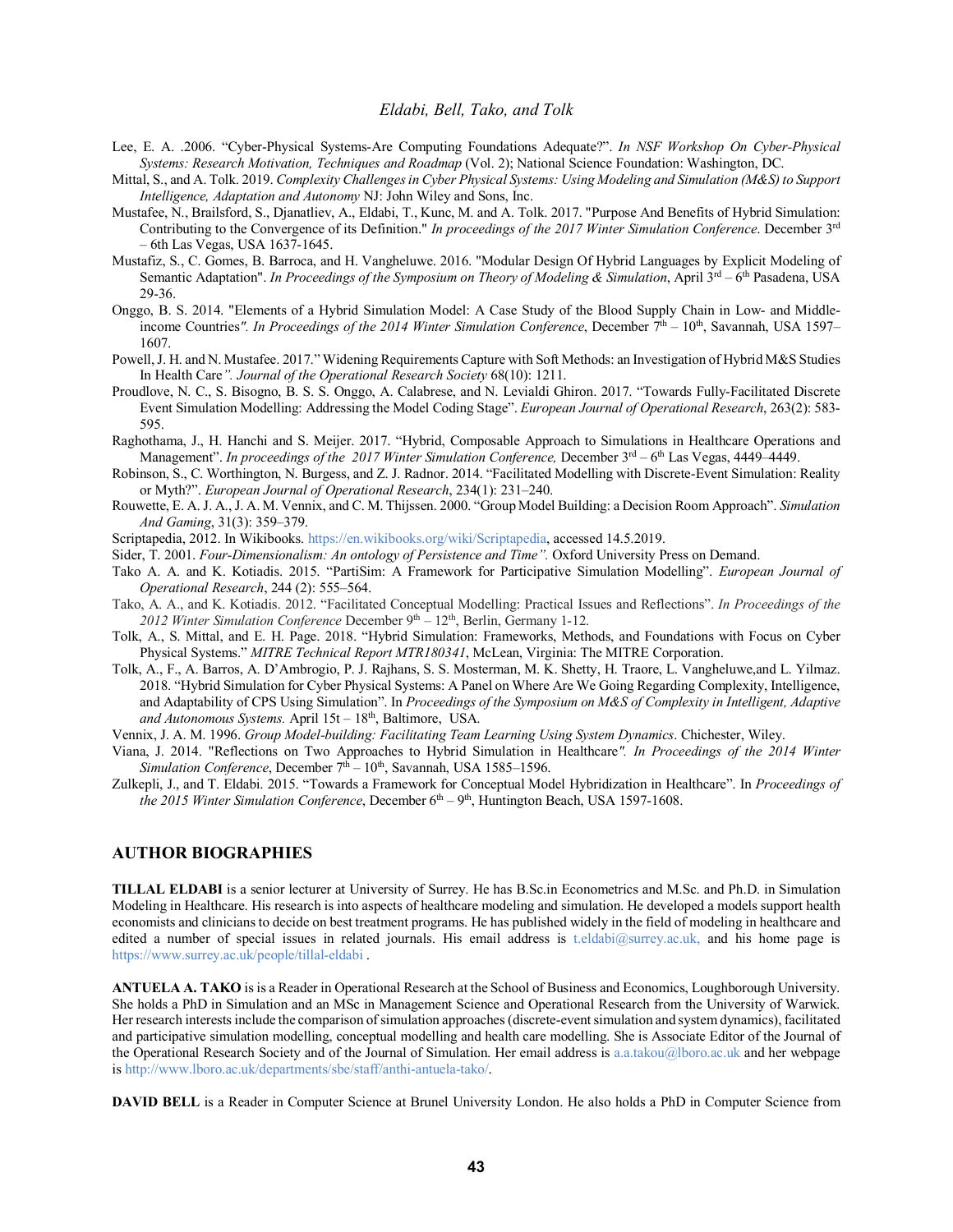Lee, E. A. .2006. "Cyber-Physical Systems-Are Computing Foundations Adequate?". *In NSF Workshop On Cyber-Physical Systems: Research Motivation, Techniques and Roadmap* (Vol. 2); National Science Foundation: Washington, DC.

Mittal, S., and A. Tolk. 2019. *Complexity Challenges in Cyber Physical Systems: Using Modeling and Simulation (M&S) to Support Intelligence, Adaptation and Autonomy* NJ: John Wiley and Sons, Inc.

Mustafee, N., Brailsford, S., Djanatliev, A., Eldabi, T., Kunc, M. and A. Tolk. 2017. "Purpose And Benefits of Hybrid Simulation: Contributing to the Convergence of its Definition." *In proceedings of the 2017 Winter Simulation Conference*. December 3rd – 6th Las Vegas, USA 1637-1645.

Mustafiz, S., C. Gomes, B. Barroca, and H. Vangheluwe. 2016. "Modular Design Of Hybrid Languages by Explicit Modeling of Semantic Adaptation". *In Proceedings of the Symposium on Theory of Modeling & Simulation*, April 3rd – 6th Pasadena, USA 29-36.

Onggo, B. S. 2014. "Elements of a Hybrid Simulation Model: A Case Study of the Blood Supply Chain in Low- and Middle-income Countries*". In Proceedings of the 2014 Winter Simulation Conference*, December 7th – 10th, Savannah, USA 1597–1607.

Powell, J. H. and N. Mustafee. 2017." Widening Requirements Capture with Soft Methods: an Investigation of Hybrid M&S Studies In Health Care*". Journal of the Operational Research Society* 68(10): 1211.

Proudlove, N. C., S. Bisogno, B. S. S. Onggo, A. Calabrese, and N. Levialdi Ghiron. 2017. "Towards Fully-Facilitated Discrete Event Simulation Modelling: Addressing the Model Coding Stage". *European Journal of Operational Research*, 263(2): 583-595.

Raghothama, J., H. Hanchi and S. Meijer. 2017. "Hybrid, Composable Approach to Simulations in Healthcare Operations and Management". *In proceedings of the 2017 Winter Simulation Conference,* December 3rd – 6th Las Vegas, 4449–4449.

Robinson, S., C. Worthington, N. Burgess, and Z. J. Radnor. 2014. "Facilitated Modelling with Discrete-Event Simulation: Reality or Myth?". *European Journal of Operational Research*, 234(1): 231–240.

Rouwette, E. A. J. A., J. A. M. Vennix, and C. M. Thijssen. 2000. "Group Model Building: a Decision Room Approach". *Simulation And Gaming*, 31(3): 359–379.

Scriptapedia, 2012. In Wikibooks. https://en.wikibooks.org/wiki/Scriptapedia, accessed 14.5.2019.

Sider, T. 2001. *Four-Dimensionalism: An ontology of Persistence and Time".* Oxford University Press on Demand.

Tako A. A. and K. Kotiadis. 2015. "PartiSim: A Framework for Participative Simulation Modelling". *European Journal of Operational Research*, 244 (2): 555–564.

Tako, A. A., and K. Kotiadis. 2012. "Facilitated Conceptual Modelling: Practical Issues and Reflections". *In Proceedings of the 2012 Winter Simulation Conference* December 9th – 12th, Berlin, Germany 1-12.

Tolk, A., S. Mittal, and E. H. Page. 2018. "Hybrid Simulation: Frameworks, Methods, and Foundations with Focus on Cyber Physical Systems." *MITRE Technical Report MTR180341*, McLean, Virginia: The MITRE Corporation.

Tolk, A., F., A. Barros, A. D'Ambrogio, P. J. Rajhans, S. S. Mosterman, M. K. Shetty, H. Traore, L. Vangheluwe,and L. Yilmaz. 2018. "Hybrid Simulation for Cyber Physical Systems: A Panel on Where Are We Going Regarding Complexity, Intelligence, and Adaptability of CPS Using Simulation". In *Proceedings of the Symposium on M&S of Complexity in Intelligent, Adaptive and Autonomous Systems.* April 15t – 18th, Baltimore, USA.

Vennix, J. A. M. 1996. *Group Model-building: Facilitating Team Learning Using System Dynamics*. Chichester, Wiley.

Viana, J. 2014. "Reflections on Two Approaches to Hybrid Simulation in Healthcare*". In Proceedings of the 2014 Winter Simulation Conference*, December 7th – 10th, Savannah, USA 1585–1596.

Zulkepli, J., and T. Eldabi. 2015. "Towards a Framework for Conceptual Model Hybridization in Healthcare". In *Proceedings of the 2015 Winter Simulation Conference*, December 6th – 9th, Huntington Beach, USA 1597-1608.

## AUTHOR BIOGRAPHIES

**TILLAL ELDABI** is a senior lecturer at University of Surrey. He has B.Sc.in Econometrics and M.Sc. and Ph.D. in Simulation Modeling in Healthcare. His research is into aspects of healthcare modeling and simulation. He developed a models support health economists and clinicians to decide on best treatment programs. He has published widely in the field of modeling in healthcare and edited a number of special issues in related journals. His email address is t.eldabi@surrey.ac.uk, and his home page is https://www.surrey.ac.uk/people/tillal-eldabi .

**ANTUELA A. TAKO** is is a Reader in Operational Research at the School of Business and Economics, Loughborough University. She holds a PhD in Simulation and an MSc in Management Science and Operational Research from the University of Warwick. Her research interests include the comparison of simulation approaches (discrete-event simulation and system dynamics), facilitated and participative simulation modelling, conceptual modelling and health care modelling. She is Associate Editor of the Journal of the Operational Research Society and of the Journal of Simulation. Her email address is a.a.takou@lboro.ac.uk and her webpage is http://www.lboro.ac.uk/departments/sbe/staff/anthi-antuela-tako/.

**DAVID BELL** is a Reader in Computer Science at Brunel University London. He also holds a PhD in Computer Science from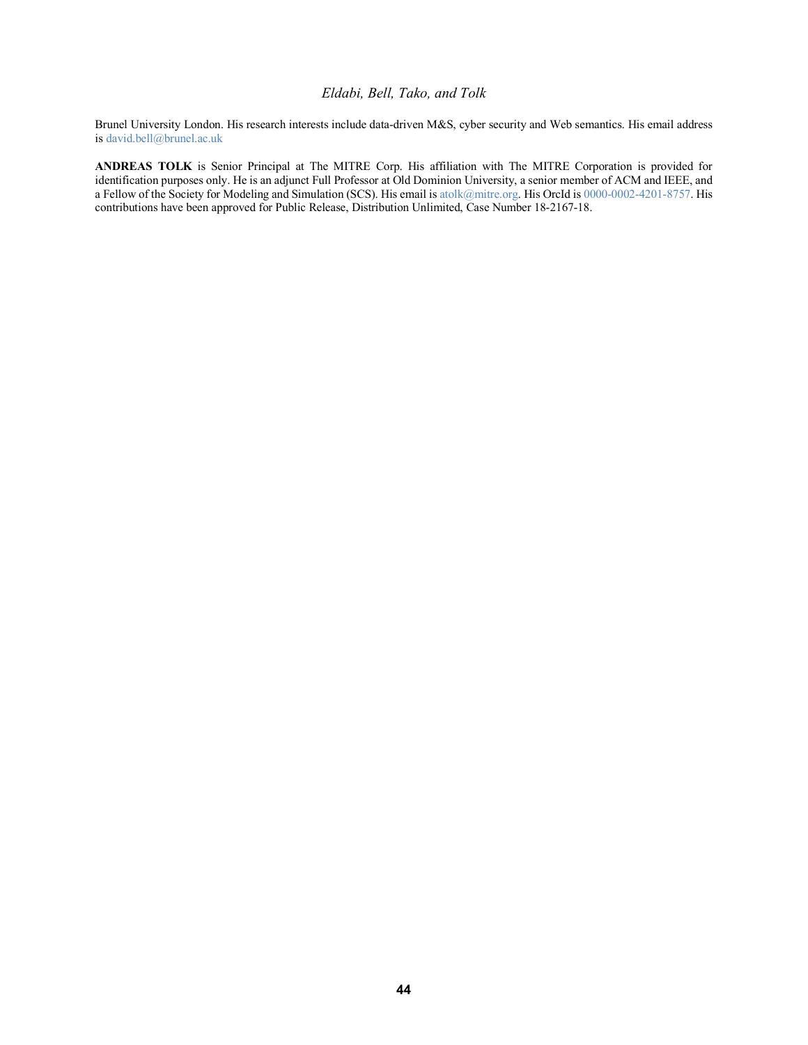Brunel University London. His research interests include data-driven M&S, cyber security and Web semantics. His email address is david.bell@brunel.ac.uk

**ANDREAS TOLK** is Senior Principal at The MITRE Corp. His affiliation with The MITRE Corporation is provided for identification purposes only. He is an adjunct Full Professor at Old Dominion University, a senior member of ACM and IEEE, and a Fellow of the Society for Modeling and Simulation (SCS). His email is atolk@mitre.org. His OrcId is 0000-0002-4201-8757. His contributions have been approved for Public Release, Distribution Unlimited, Case Number 18-2167-18.